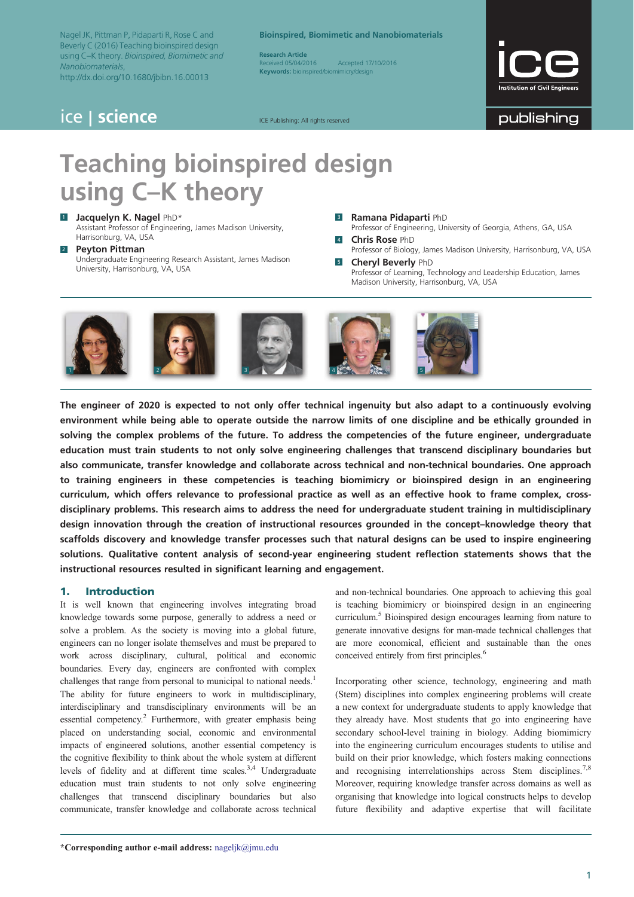Nagel JK, Pittman P, Pidaparti R, Rose C and Beverly C (2016) Teaching bioinspired design using C–K theory. *Bioinspired, Biomimetic and Nanobiomaterials*, http://dx.doi.org/10.1680/jbibn.16.00013

**Bioinspired, Biomimetic and Nanobiomaterials**

**Research Article**
Received 05/04/2016 Accepted 17/10/2016
**Keywords:** bioinspired/biomimicry/design

ICE Publishing: All rights reserved

# Teaching bioinspired design using C–K theory

1. **Jacquelyn K. Nagel** PhD*
Assistant Professor of Engineering, James Madison University, Harrisonburg, VA, USA

2. **Peyton Pittman**
Undergraduate Engineering Research Assistant, James Madison University, Harrisonburg, VA, USA

3. **Ramana Pidaparti** PhD
Professor of Engineering, University of Georgia, Athens, GA, USA

4. **Chris Rose** PhD
Professor of Biology, James Madison University, Harrisonburg, VA, USA

5. **Cheryl Beverly** PhD
Professor of Learning, Technology and Leadership Education, James Madison University, Harrisonburg, VA, USA

**The engineer of 2020 is expected to not only offer technical ingenuity but also adapt to a continuously evolving environment while being able to operate outside the narrow limits of one discipline and be ethically grounded in solving the complex problems of the future. To address the competencies of the future engineer, undergraduate education must train students to not only solve engineering challenges that transcend disciplinary boundaries but also communicate, transfer knowledge and collaborate across technical and non-technical boundaries. One approach to training engineers in these competencies is teaching biomimicry or bioinspired design in an engineering curriculum, which offers relevance to professional practice as well as an effective hook to frame complex, cross-disciplinary problems. This research aims to address the need for undergraduate student training in multidisciplinary design innovation through the creation of instructional resources grounded in the concept–knowledge theory that scaffolds discovery and knowledge transfer processes such that natural designs can be used to inspire engineering solutions. Qualitative content analysis of second-year engineering student reflection statements shows that the instructional resources resulted in significant learning and engagement.**

## 1. Introduction

It is well known that engineering involves integrating broad knowledge towards some purpose, generally to address a need or solve a problem. As the society is moving into a global future, engineers can no longer isolate themselves and must be prepared to work across disciplinary, cultural, political and economic boundaries. Every day, engineers are confronted with complex challenges that range from personal to municipal to national needs.[1] The ability for future engineers to work in multidisciplinary, interdisciplinary and transdisciplinary environments will be an essential competency.[2] Furthermore, with greater emphasis being placed on understanding social, economic and environmental impacts of engineered solutions, another essential competency is the cognitive flexibility to think about the whole system at different levels of fidelity and at different time scales.[3,4] Undergraduate education must train students to not only solve engineering challenges that transcend disciplinary boundaries but also communicate, transfer knowledge and collaborate across technical and non-technical boundaries. One approach to achieving this goal is teaching biomimicry or bioinspired design in an engineering curriculum.[5] Bioinspired design encourages learning from nature to generate innovative designs for man-made technical challenges that are more economical, efficient and sustainable than the ones conceived entirely from first principles.[6]

Incorporating other science, technology, engineering and math (Stem) disciplines into complex engineering problems will create a new context for undergraduate students to apply knowledge that they already have. Most students that go into engineering have secondary school-level training in biology. Adding biomimicry into the engineering curriculum encourages students to utilise and build on their prior knowledge, which fosters making connections and recognising interrelationships across Stem disciplines.[7,8] Moreover, requiring knowledge transfer across domains as well as organising that knowledge into logical constructs helps to develop future flexibility and adaptive expertise that will facilitate

*Corresponding author e-mail address: nageljk@jmu.edu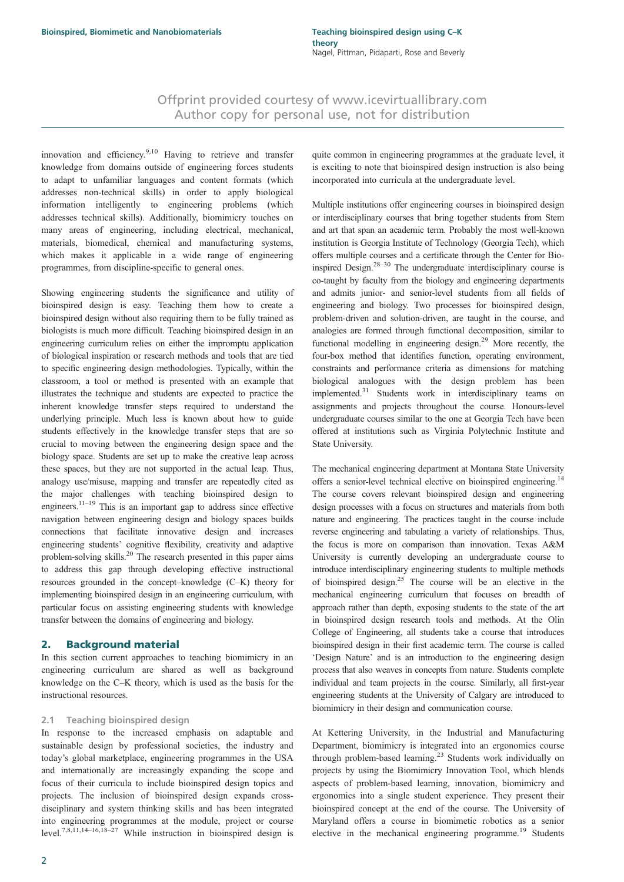innovation and efficiency.[9,10] Having to retrieve and transfer knowledge from domains outside of engineering forces students to adapt to unfamiliar languages and content formats (which addresses non-technical skills) in order to apply biological information intelligently to engineering problems (which addresses technical skills). Additionally, biomimicry touches on many areas of engineering, including electrical, mechanical, materials, biomedical, chemical and manufacturing systems, which makes it applicable in a wide range of engineering programmes, from discipline-specific to general ones.

Showing engineering students the significance and utility of bioinspired design is easy. Teaching them how to create a bioinspired design without also requiring them to be fully trained as biologists is much more difficult. Teaching bioinspired design in an engineering curriculum relies on either the impromptu application of biological inspiration or research methods and tools that are tied to specific engineering design methodologies. Typically, within the classroom, a tool or method is presented with an example that illustrates the technique and students are expected to practice the inherent knowledge transfer steps required to understand the underlying principle. Much less is known about how to guide students effectively in the knowledge transfer steps that are so crucial to moving between the engineering design space and the biology space. Students are set up to make the creative leap across these spaces, but they are not supported in the actual leap. Thus, analogy use/misuse, mapping and transfer are repeatedly cited as the major challenges with teaching bioinspired design to engineers.[11–19] This is an important gap to address since effective navigation between engineering design and biology spaces builds connections that facilitate innovative design and increases engineering students' cognitive flexibility, creativity and adaptive problem-solving skills.[20] The research presented in this paper aims to address this gap through developing effective instructional resources grounded in the concept–knowledge (C–K) theory for implementing bioinspired design in an engineering curriculum, with particular focus on assisting engineering students with knowledge transfer between the domains of engineering and biology.

## 2. Background material

In this section current approaches to teaching biomimicry in an engineering curriculum are shared as well as background knowledge on the C–K theory, which is used as the basis for the instructional resources.

### 2.1 Teaching bioinspired design

In response to the increased emphasis on adaptable and sustainable design by professional societies, the industry and today's global marketplace, engineering programmes in the USA and internationally are increasingly expanding the scope and focus of their curricula to include bioinspired design topics and projects. The inclusion of bioinspired design expands cross-disciplinary and system thinking skills and has been integrated into engineering programmes at the module, project or course level.[7,8,11,14–16,18–27] While instruction in bioinspired design is quite common in engineering programmes at the graduate level, it is exciting to note that bioinspired design instruction is also being incorporated into curricula at the undergraduate level.

Multiple institutions offer engineering courses in bioinspired design or interdisciplinary courses that bring together students from Stem and art that span an academic term. Probably the most well-known institution is Georgia Institute of Technology (Georgia Tech), which offers multiple courses and a certificate through the Center for Bio-inspired Design.[28–30] The undergraduate interdisciplinary course is co-taught by faculty from the biology and engineering departments and admits junior- and senior-level students from all fields of engineering and biology. Two processes for bioinspired design, problem-driven and solution-driven, are taught in the course, and analogies are formed through functional decomposition, similar to functional modelling in engineering design.[29] More recently, the four-box method that identifies function, operating environment, constraints and performance criteria as dimensions for matching biological analogues with the design problem has been implemented.[31] Students work in interdisciplinary teams on assignments and projects throughout the course. Honours-level undergraduate courses similar to the one at Georgia Tech have been offered at institutions such as Virginia Polytechnic Institute and State University.

The mechanical engineering department at Montana State University offers a senior-level technical elective on bioinspired engineering.[14] The course covers relevant bioinspired design and engineering design processes with a focus on structures and materials from both nature and engineering. The practices taught in the course include reverse engineering and tabulating a variety of relationships. Thus, the focus is more on comparison than innovation. Texas A&M University is currently developing an undergraduate course to introduce interdisciplinary engineering students to multiple methods of bioinspired design.[25] The course will be an elective in the mechanical engineering curriculum that focuses on breadth of approach rather than depth, exposing students to the state of the art in bioinspired design research tools and methods. At the Olin College of Engineering, all students take a course that introduces bioinspired design in their first academic term. The course is called 'Design Nature' and is an introduction to the engineering design process that also weaves in concepts from nature. Students complete individual and team projects in the course. Similarly, all first-year engineering students at the University of Calgary are introduced to biomimicry in their design and communication course.

At Kettering University, in the Industrial and Manufacturing Department, biomimicry is integrated into an ergonomics course through problem-based learning.[23] Students work individually on projects by using the Biomimicry Innovation Tool, which blends aspects of problem-based learning, innovation, biomimicry and ergonomics into a single student experience. They present their bioinspired concept at the end of the course. The University of Maryland offers a course in biomimetic robotics as a senior elective in the mechanical engineering programme.[19] Students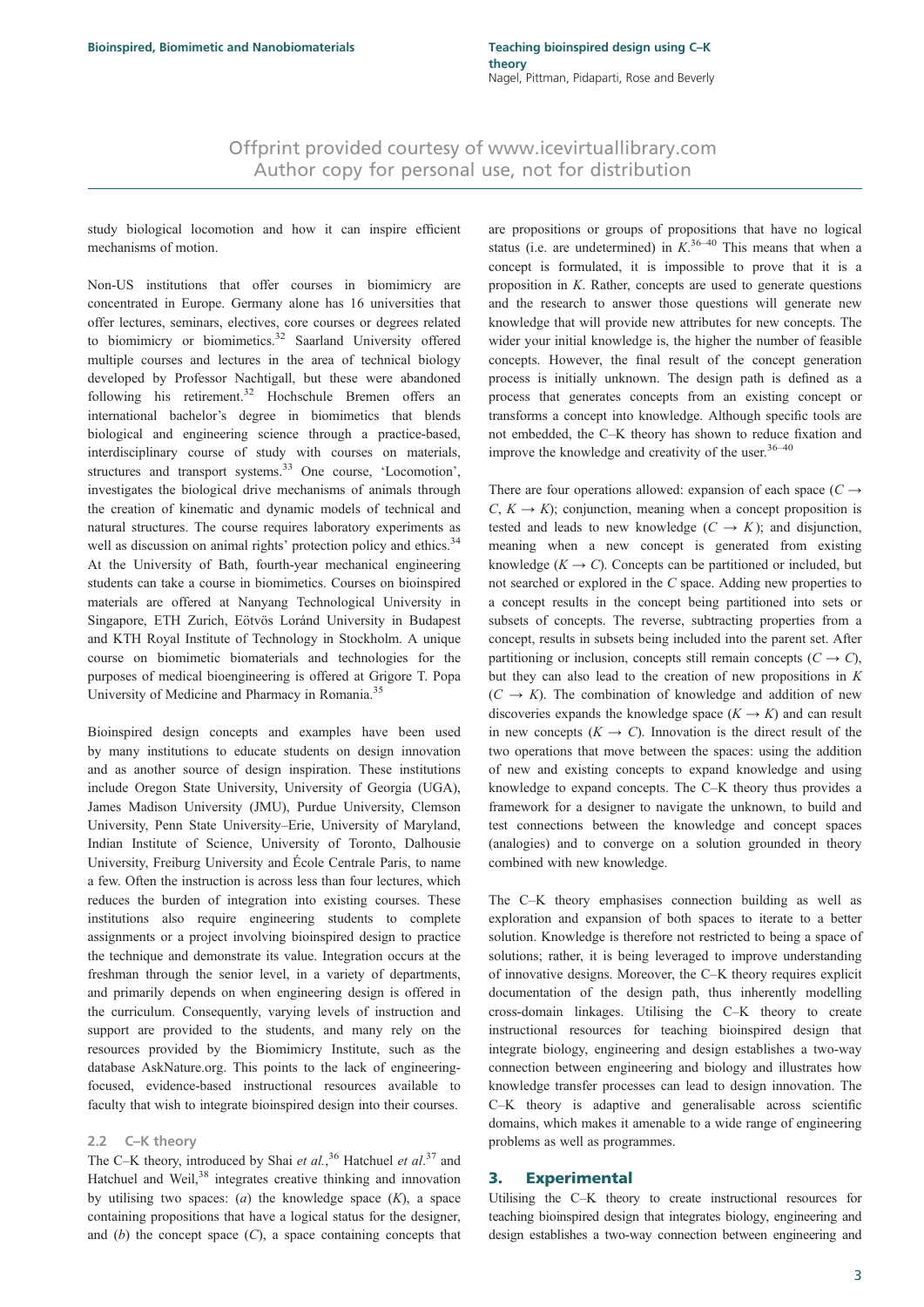study biological locomotion and how it can inspire efficient mechanisms of motion.

Non-US institutions that offer courses in biomimicry are concentrated in Europe. Germany alone has 16 universities that offer lectures, seminars, electives, core courses or degrees related to biomimicry or biomimetics.[32] Saarland University offered multiple courses and lectures in the area of technical biology developed by Professor Nachtigall, but these were abandoned following his retirement.[32] Hochschule Bremen offers an international bachelor's degree in biomimetics that blends biological and engineering science through a practice-based, interdisciplinary course of study with courses on materials, structures and transport systems.[33] One course, 'Locomotion', investigates the biological drive mechanisms of animals through the creation of kinematic and dynamic models of technical and natural structures. The course requires laboratory experiments as well as discussion on animal rights' protection policy and ethics.[34] At the University of Bath, fourth-year mechanical engineering students can take a course in biomimetics. Courses on bioinspired materials are offered at Nanyang Technological University in Singapore, ETH Zurich, Eötvös Loránd University in Budapest and KTH Royal Institute of Technology in Stockholm. A unique course on biomimetic biomaterials and technologies for the purposes of medical bioengineering is offered at Grigore T. Popa University of Medicine and Pharmacy in Romania.[35]

Bioinspired design concepts and examples have been used by many institutions to educate students on design innovation and as another source of design inspiration. These institutions include Oregon State University, University of Georgia (UGA), James Madison University (JMU), Purdue University, Clemson University, Penn State University–Erie, University of Maryland, Indian Institute of Science, University of Toronto, Dalhousie University, Freiburg University and École Centrale Paris, to name a few. Often the instruction is across less than four lectures, which reduces the burden of integration into existing courses. These institutions also require engineering students to complete assignments or a project involving bioinspired design to practice the technique and demonstrate its value. Integration occurs at the freshman through the senior level, in a variety of departments, and primarily depends on when engineering design is offered in the curriculum. Consequently, varying levels of instruction and support are provided to the students, and many rely on the resources provided by the Biomimicry Institute, such as the database AskNature.org. This points to the lack of engineering-focused, evidence-based instructional resources available to faculty that wish to integrate bioinspired design into their courses.

### 2.2 C–K theory

The C–K theory, introduced by Shai *et al.*,[36] Hatchuel *et al.*[37] and Hatchuel and Weil,[38] integrates creative thinking and innovation by utilising two spaces: (*a*) the knowledge space ($K$), a space containing propositions that have a logical status for the designer, and (*b*) the concept space ($C$), a space containing concepts that are propositions or groups of propositions that have no logical status (i.e. are undetermined) in $K$.[36–40] This means that when a concept is formulated, it is impossible to prove that it is a proposition in $K$. Rather, concepts are used to generate questions and the research to answer those questions will generate new knowledge that will provide new attributes for new concepts. The wider your initial knowledge is, the higher the number of feasible concepts. However, the final result of the concept generation process is initially unknown. The design path is defined as a process that generates concepts from an existing concept or transforms a concept into knowledge. Although specific tools are not embedded, the C–K theory has shown to reduce fixation and improve the knowledge and creativity of the user.[36–40]

There are four operations allowed: expansion of each space ($C \rightarrow C$, $K \rightarrow K$); conjunction, meaning when a concept proposition is tested and leads to new knowledge ($C \rightarrow K$); and disjunction, meaning when a new concept is generated from existing knowledge ($K \rightarrow C$). Concepts can be partitioned or included, but not searched or explored in the $C$ space. Adding new properties to a concept results in the concept being partitioned into sets or subsets of concepts. The reverse, subtracting properties from a concept, results in subsets being included into the parent set. After partitioning or inclusion, concepts still remain concepts ($C \rightarrow C$), but they can also lead to the creation of new propositions in $K$ ($C \rightarrow K$). The combination of knowledge and addition of new discoveries expands the knowledge space ($K \rightarrow K$) and can result in new concepts ($K \rightarrow C$). Innovation is the direct result of the two operations that move between the spaces: using the addition of new and existing concepts to expand knowledge and using knowledge to expand concepts. The C–K theory thus provides a framework for a designer to navigate the unknown, to build and test connections between the knowledge and concept spaces (analogies) and to converge on a solution grounded in theory combined with new knowledge.

The C–K theory emphasises connection building as well as exploration and expansion of both spaces to iterate to a better solution. Knowledge is therefore not restricted to being a space of solutions; rather, it is being leveraged to improve understanding of innovative designs. Moreover, the C–K theory requires explicit documentation of the design path, thus inherently modelling cross-domain linkages. Utilising the C–K theory to create instructional resources for teaching bioinspired design that integrate biology, engineering and design establishes a two-way connection between engineering and biology and illustrates how knowledge transfer processes can lead to design innovation. The C–K theory is adaptive and generalisable across scientific domains, which makes it amenable to a wide range of engineering problems as well as programmes.

## 3. Experimental

Utilising the C–K theory to create instructional resources for teaching bioinspired design that integrates biology, engineering and design establishes a two-way connection between engineering and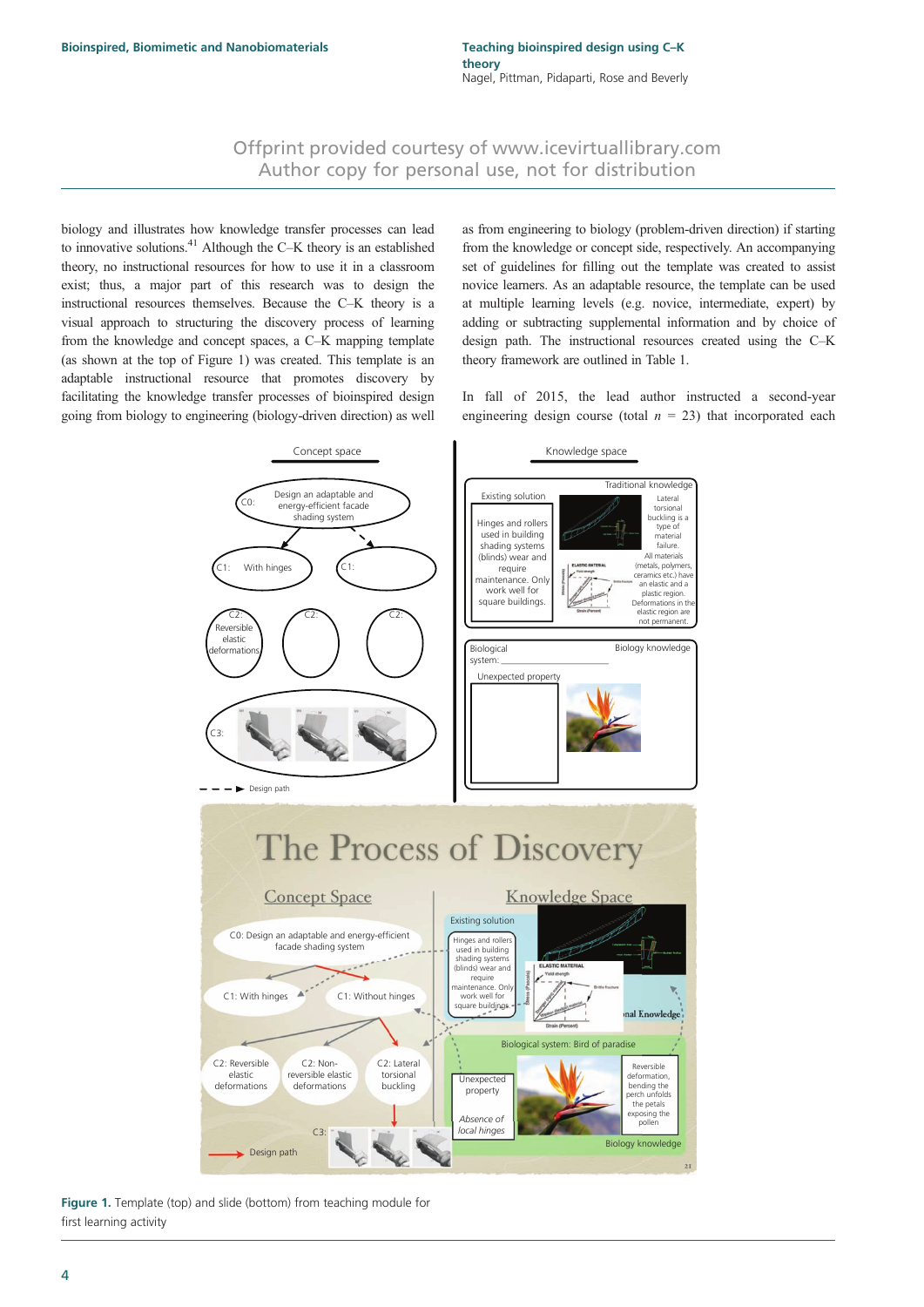biology and illustrates how knowledge transfer processes can lead to innovative solutions.[41] Although the C–K theory is an established theory, no instructional resources for how to use it in a classroom exist; thus, a major part of this research was to design the instructional resources themselves. Because the C–K theory is a visual approach to structuring the discovery process of learning from the knowledge and concept spaces, a C–K mapping template (as shown at the top of Figure 1) was created. This template is an adaptable instructional resource that promotes discovery by facilitating the knowledge transfer processes of bioinspired design going from biology to engineering (biology-driven direction) as well as from engineering to biology (problem-driven direction) if starting from the knowledge or concept side, respectively. An accompanying set of guidelines for filling out the template was created to assist novice learners. As an adaptable resource, the template can be used at multiple learning levels (e.g. novice, intermediate, expert) by adding or subtracting supplemental information and by choice of design path. The instructional resources created using the C–K theory framework are outlined in Table 1.

In fall of 2015, the lead author instructed a second-year engineering design course (total $n = 23$) that incorporated each

Concept space

C0: Design an adaptable and energy-efficient facade shading system

C1: With hinges

C1:

C2: Reversible elastic deformations

C2:

C2:

C3:

Design path

Knowledge space

Traditional knowledge

Existing solution

Hinges and rollers used in building shading systems (blinds) wear and require maintenance. Only work well for square buildings.

Lateral torsional buckling is a type of material failure. All materials (metals, polymers, ceramics etc.) have an elastic and a plastic region. Deformations in the elastic region are not permanent.

Biological system:

Biology knowledge

Unexpected property

The Process of Discovery

Concept Space

Knowledge Space

C0: Design an adaptable and energy-efficient facade shading system

C1: With hinges

C1: Without hinges

C2: Reversible elastic deformations

C2: Non-reversible elastic deformations

C2: Lateral torsional buckling

C3:

Design path

Existing solution

Hinges and rollers used in building shading systems (blinds) wear and require maintenance. Only work well for square buildings

Biological system: Bird of paradise

Unexpected property

*Absence of local hinges*

Reversible deformation, bending the perch unfolds the petals exposing the pollen

Biology knowledge

**Figure 1.** Template (top) and slide (bottom) from teaching module for first learning activity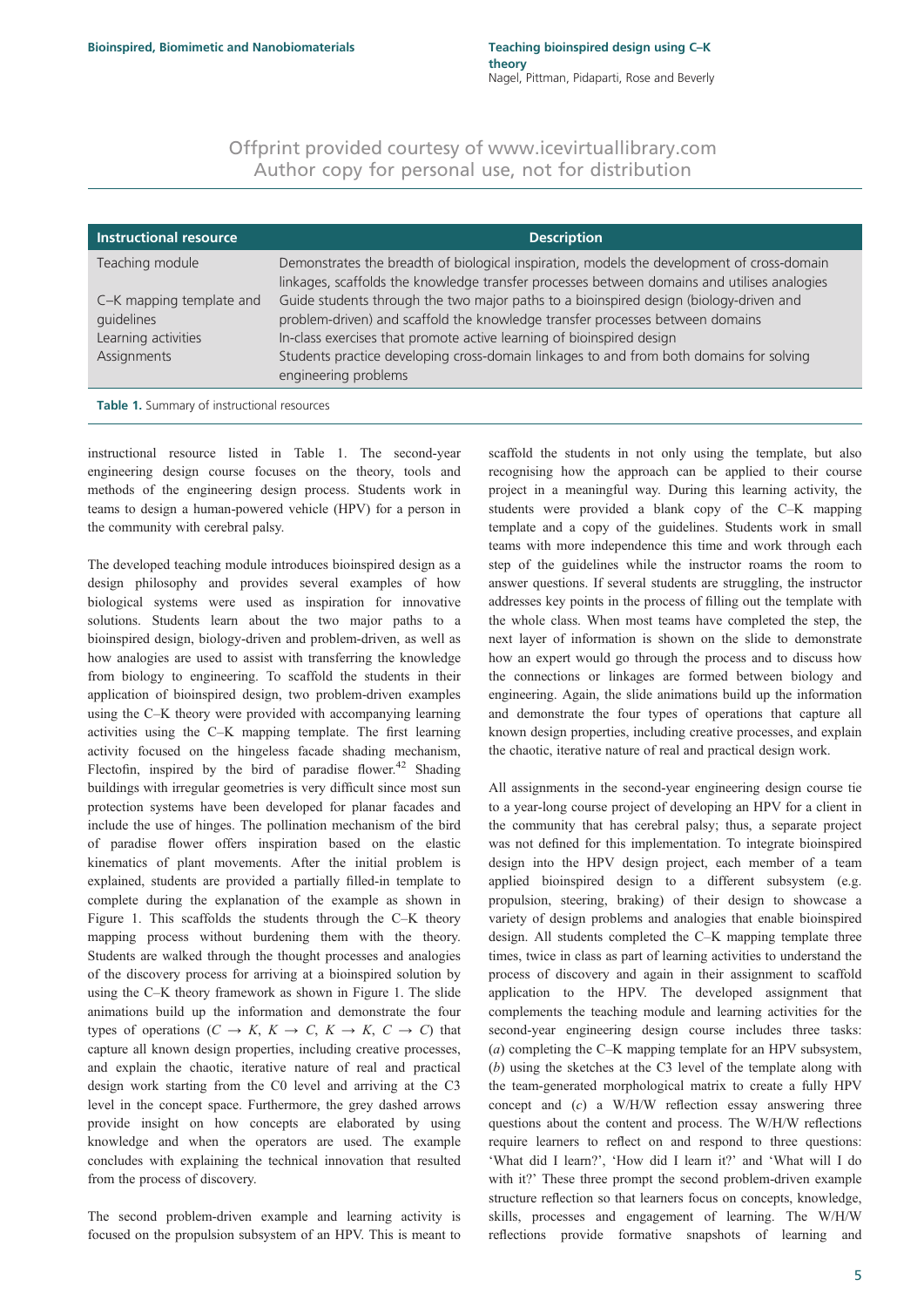| Instructional resource | Description |
|---|---|
| Teaching module | Demonstrates the breadth of biological inspiration, models the development of cross-domain linkages, scaffolds the knowledge transfer processes between domains and utilises analogies |
| C–K mapping template and guidelines | Guide students through the two major paths to a bioinspired design (biology-driven and problem-driven) and scaffold the knowledge transfer processes between domains |
| Learning activities | In-class exercises that promote active learning of bioinspired design |
| Assignments | Students practice developing cross-domain linkages to and from both domains for solving engineering problems |

**Table 1.** Summary of instructional resources

instructional resource listed in Table 1. The second-year engineering design course focuses on the theory, tools and methods of the engineering design process. Students work in teams to design a human-powered vehicle (HPV) for a person in the community with cerebral palsy.

The developed teaching module introduces bioinspired design as a design philosophy and provides several examples of how biological systems were used as inspiration for innovative solutions. Students learn about the two major paths to a bioinspired design, biology-driven and problem-driven, as well as how analogies are used to assist with transferring the knowledge from biology to engineering. To scaffold the students in their application of bioinspired design, two problem-driven examples using the C–K theory were provided with accompanying learning activities using the C–K mapping template. The first learning activity focused on the hingeless facade shading mechanism, Flectofin, inspired by the bird of paradise flower.[42] Shading buildings with irregular geometries is very difficult since most sun protection systems have been developed for planar facades and include the use of hinges. The pollination mechanism of the bird of paradise flower offers inspiration based on the elastic kinematics of plant movements. After the initial problem is explained, students are provided a partially filled-in template to complete during the explanation of the example as shown in Figure 1. This scaffolds the students through the C–K theory mapping process without burdening them with the theory. Students are walked through the thought processes and analogies of the discovery process for arriving at a bioinspired solution by using the C–K theory framework as shown in Figure 1. The slide animations build up the information and demonstrate the four types of operations ($C \rightarrow K$, $K \rightarrow C$, $K \rightarrow K$, $C \rightarrow C$) that capture all known design properties, including creative processes, and explain the chaotic, iterative nature of real and practical design work starting from the C0 level and arriving at the C3 level in the concept space. Furthermore, the grey dashed arrows provide insight on how concepts are elaborated by using knowledge and when the operators are used. The example concludes with explaining the technical innovation that resulted from the process of discovery.

The second problem-driven example and learning activity is focused on the propulsion subsystem of an HPV. This is meant to scaffold the students in not only using the template, but also recognising how the approach can be applied to their course project in a meaningful way. During this learning activity, the students were provided a blank copy of the C–K mapping template and a copy of the guidelines. Students work in small teams with more independence this time and work through each step of the guidelines while the instructor roams the room to answer questions. If several students are struggling, the instructor addresses key points in the process of filling out the template with the whole class. When most teams have completed the step, the next layer of information is shown on the slide to demonstrate how an expert would go through the process and to discuss how the connections or linkages are formed between biology and engineering. Again, the slide animations build up the information and demonstrate the four types of operations that capture all known design properties, including creative processes, and explain the chaotic, iterative nature of real and practical design work.

All assignments in the second-year engineering design course tie to a year-long course project of developing an HPV for a client in the community that has cerebral palsy; thus, a separate project was not defined for this implementation. To integrate bioinspired design into the HPV design project, each member of a team applied bioinspired design to a different subsystem (e.g. propulsion, steering, braking) of their design to showcase a variety of design problems and analogies that enable bioinspired design. All students completed the C–K mapping template three times, twice in class as part of learning activities to understand the process of discovery and again in their assignment to scaffold application to the HPV. The developed assignment that complements the teaching module and learning activities for the second-year engineering design course includes three tasks: (*a*) completing the C–K mapping template for an HPV subsystem, (*b*) using the sketches at the C3 level of the template along with the team-generated morphological matrix to create a fully HPV concept and (*c*) a W/H/W reflection essay answering three questions about the content and process. The W/H/W reflections require learners to reflect on and respond to three questions: 'What did I learn?', 'How did I learn it?' and 'What will I do with it?' These three prompt the second problem-driven example structure reflection so that learners focus on concepts, knowledge, skills, processes and engagement of learning. The W/H/W reflections provide formative snapshots of learning and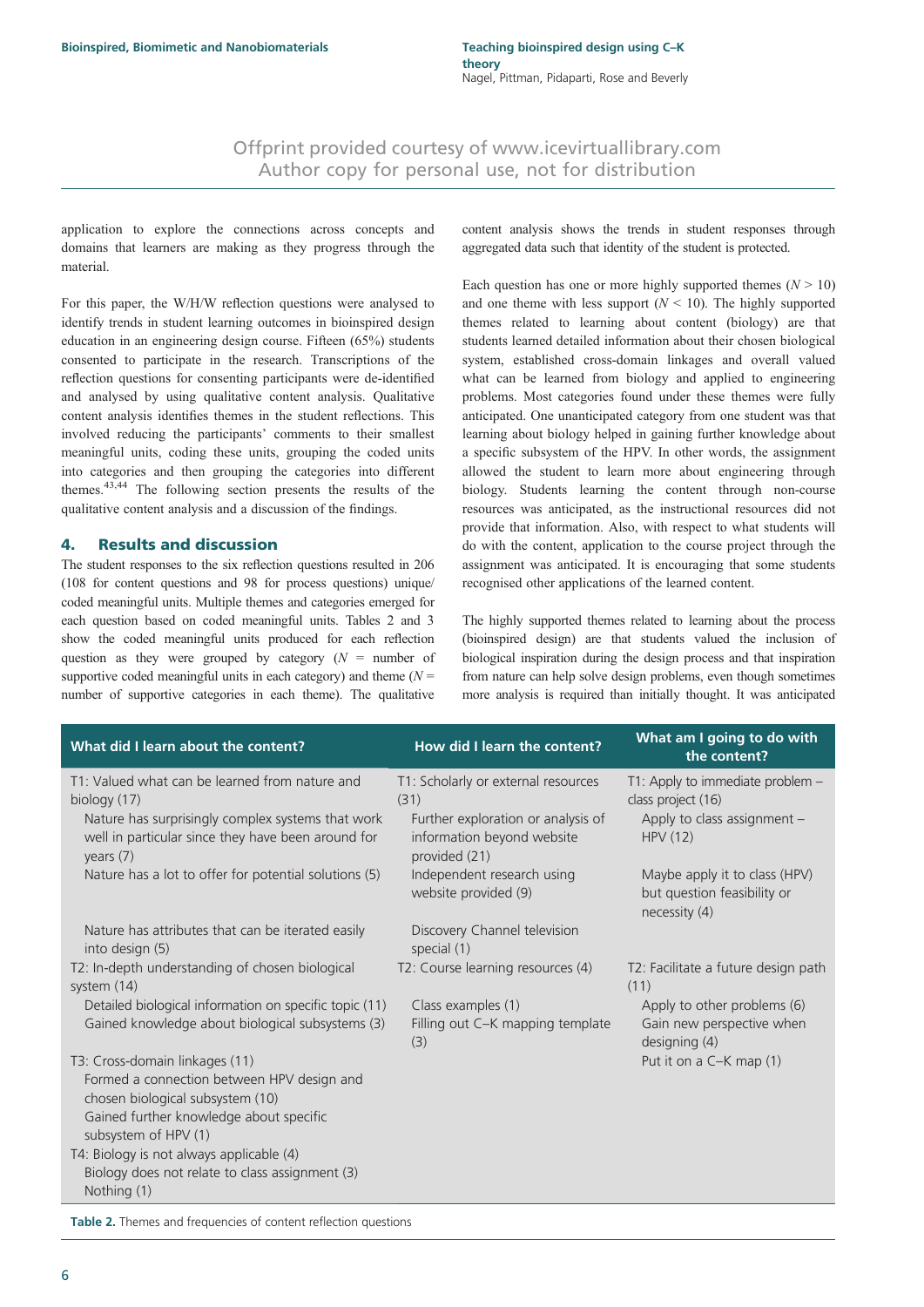application to explore the connections across concepts and domains that learners are making as they progress through the material.

For this paper, the W/H/W reflection questions were analysed to identify trends in student learning outcomes in bioinspired design education in an engineering design course. Fifteen (65%) students consented to participate in the research. Transcriptions of the reflection questions for consenting participants were de-identified and analysed by using qualitative content analysis. Qualitative content analysis identifies themes in the student reflections. This involved reducing the participants' comments to their smallest meaningful units, coding these units, grouping the coded units into categories and then grouping the categories into different themes.[43,44] The following section presents the results of the qualitative content analysis and a discussion of the findings.

## 4. Results and discussion

The student responses to the six reflection questions resulted in 206 (108 for content questions and 98 for process questions) unique/coded meaningful units. Multiple themes and categories emerged for each question based on coded meaningful units. Tables 2 and 3 show the coded meaningful units produced for each reflection question as they were grouped by category ($N$ = number of supportive coded meaningful units in each category) and theme ($N$ = number of supportive categories in each theme). The qualitative content analysis shows the trends in student responses through aggregated data such that identity of the student is protected.

Each question has one or more highly supported themes ($N > 10$) and one theme with less support ($N < 10$). The highly supported themes related to learning about content (biology) are that students learned detailed information about their chosen biological system, established cross-domain linkages and overall valued what can be learned from biology and applied to engineering problems. Most categories found under these themes were fully anticipated. One unanticipated category from one student was that learning about biology helped in gaining further knowledge about a specific subsystem of the HPV. In other words, the assignment allowed the student to learn more about engineering through biology. Students learning the content through non-course resources was anticipated, as the instructional resources did not provide that information. Also, with respect to what students will do with the content, application to the course project through the assignment was anticipated. It is encouraging that some students recognised other applications of the learned content.

The highly supported themes related to learning about the process (bioinspired design) are that students valued the inclusion of biological inspiration during the design process and that inspiration from nature can help solve design problems, even though sometimes more analysis is required than initially thought. It was anticipated

| What did I learn about the content? | How did I learn the content? | What am I going to do with the content? |
|---|---|---|
| T1: Valued what can be learned from nature and biology (17) | T1: Scholarly or external resources (31) | T1: Apply to immediate problem – class project (16) |
| Nature has surprisingly complex systems that work well in particular since they have been around for years (7) | Further exploration or analysis of information beyond website provided (21) | Apply to class assignment – HPV (12) |
| Nature has a lot to offer for potential solutions (5) | Independent research using website provided (9) | Maybe apply it to class (HPV) but question feasibility or necessity (4) |
| Nature has attributes that can be iterated easily into design (5) | Discovery Channel television special (1) | |
| T2: In-depth understanding of chosen biological system (14) | T2: Course learning resources (4) | T2: Facilitate a future design path (11) |
| Detailed biological information on specific topic (11) | Class examples (1) | Apply to other problems (6) |
| Gained knowledge about biological subsystems (3) | Filling out C–K mapping template (3) | Gain new perspective when designing (4) |
| T3: Cross-domain linkages (11) | | Put it on a C–K map (1) |
| Formed a connection between HPV design and chosen biological subsystem (10) | | |
| Gained further knowledge about specific subsystem of HPV (1) | | |
| T4: Biology is not always applicable (4) | | |
| Biology does not relate to class assignment (3) | | |
| Nothing (1) | | |

**Table 2.** Themes and frequencies of content reflection questions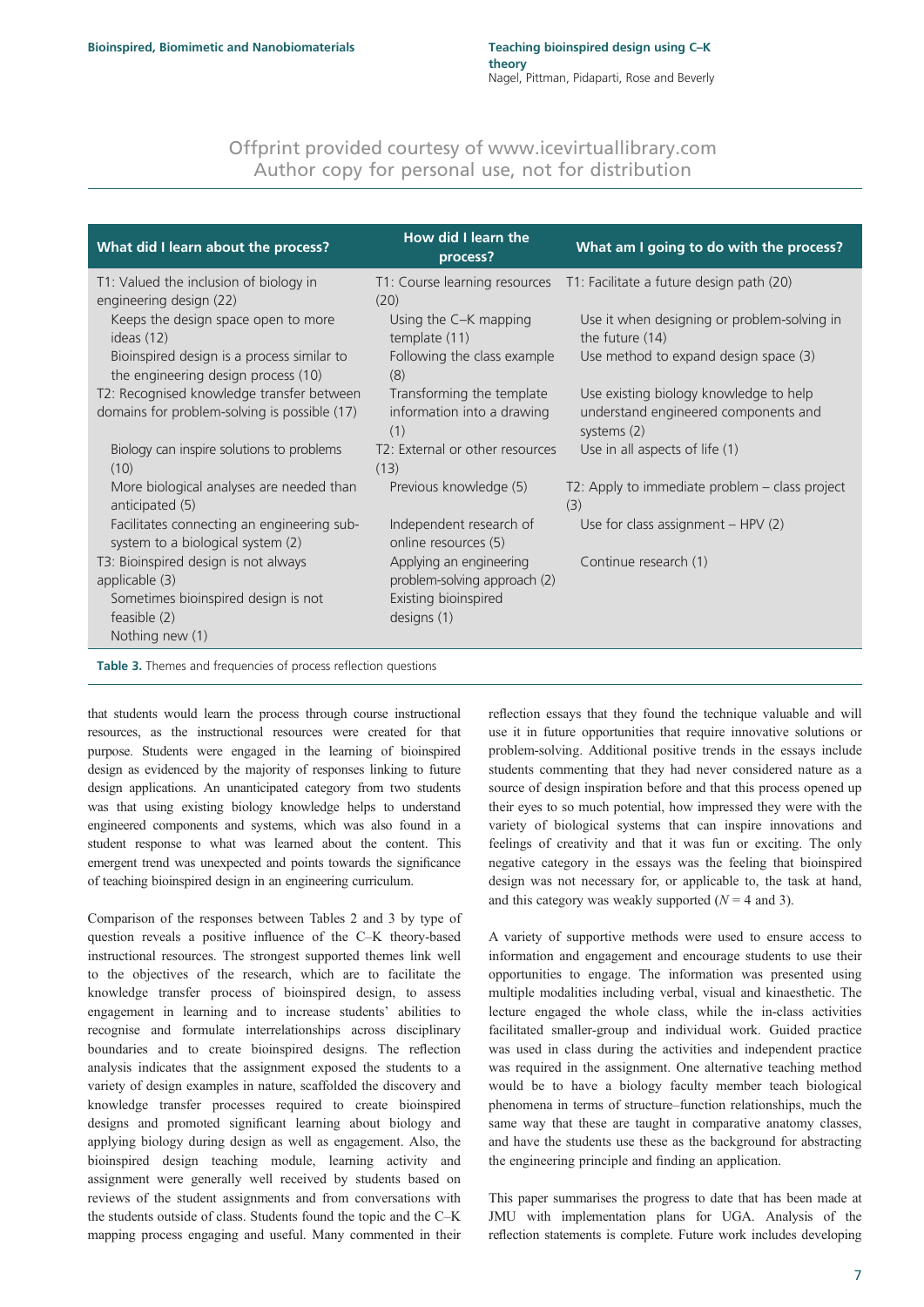Offprint provided courtesy of www.icevirtuallibrary.com
Author copy for personal use, not for distribution

| What did I learn about the process? | How did I learn the process? | What am I going to do with the process? |
|---|---|---|
| T1: Valued the inclusion of biology in engineering design (22) | T1: Course learning resources (20) | T1: Facilitate a future design path (20) |
| Keeps the design space open to more ideas (12) | Using the C–K mapping template (11) | Use it when designing or problem-solving in the future (14) |
| Bioinspired design is a process similar to the engineering design process (10) | Following the class example (8) | Use method to expand design space (3) |
| T2: Recognised knowledge transfer between domains for problem-solving is possible (17) | Transforming the template information into a drawing (1) | Use existing biology knowledge to help understand engineered components and systems (2) |
| Biology can inspire solutions to problems (10) | T2: External or other resources (13) | Use in all aspects of life (1) |
| More biological analyses are needed than anticipated (5) | Previous knowledge (5) | T2: Apply to immediate problem – class project (3) |
| Facilitates connecting an engineering sub-system to a biological system (2) | Independent research of online resources (5) | Use for class assignment – HPV (2) |
| T3: Bioinspired design is not always applicable (3) | Applying an engineering problem-solving approach (2) | Continue research (1) |
| Sometimes bioinspired design is not feasible (2) | Existing bioinspired designs (1) | |
| Nothing new (1) | | |

**Table 3.** Themes and frequencies of process reflection questions

that students would learn the process through course instructional resources, as the instructional resources were created for that purpose. Students were engaged in the learning of bioinspired design as evidenced by the majority of responses linking to future design applications. An unanticipated category from two students was that using existing biology knowledge helps to understand engineered components and systems, which was also found in a student response to what was learned about the content. This emergent trend was unexpected and points towards the significance of teaching bioinspired design in an engineering curriculum.

Comparison of the responses between Tables 2 and 3 by type of question reveals a positive influence of the C–K theory-based instructional resources. The strongest supported themes link well to the objectives of the research, which are to facilitate the knowledge transfer process of bioinspired design, to assess engagement in learning and to increase students' abilities to recognise and formulate interrelationships across disciplinary boundaries and to create bioinspired designs. The reflection analysis indicates that the assignment exposed the students to a variety of design examples in nature, scaffolded the discovery and knowledge transfer processes required to create bioinspired designs and promoted significant learning about biology and applying biology during design as well as engagement. Also, the bioinspired design teaching module, learning activity and assignment were generally well received by students based on reviews of the student assignments and from conversations with the students outside of class. Students found the topic and the C–K mapping process engaging and useful. Many commented in their reflection essays that they found the technique valuable and will use it in future opportunities that require innovative solutions or problem-solving. Additional positive trends in the essays include students commenting that they had never considered nature as a source of design inspiration before and that this process opened up their eyes to so much potential, how impressed they were with the variety of biological systems that can inspire innovations and feelings of creativity and that it was fun or exciting. The only negative category in the essays was the feeling that bioinspired design was not necessary for, or applicable to, the task at hand, and this category was weakly supported ($N = 4$ and 3).

A variety of supportive methods were used to ensure access to information and engagement and encourage students to use their opportunities to engage. The information was presented using multiple modalities including verbal, visual and kinaesthetic. The lecture engaged the whole class, while the in-class activities facilitated smaller-group and individual work. Guided practice was used in class during the activities and independent practice was required in the assignment. One alternative teaching method would be to have a biology faculty member teach biological phenomena in terms of structure–function relationships, much the same way that these are taught in comparative anatomy classes, and have the students use these as the background for abstracting the engineering principle and finding an application.

This paper summarises the progress to date that has been made at JMU with implementation plans for UGA. Analysis of the reflection statements is complete. Future work includes developing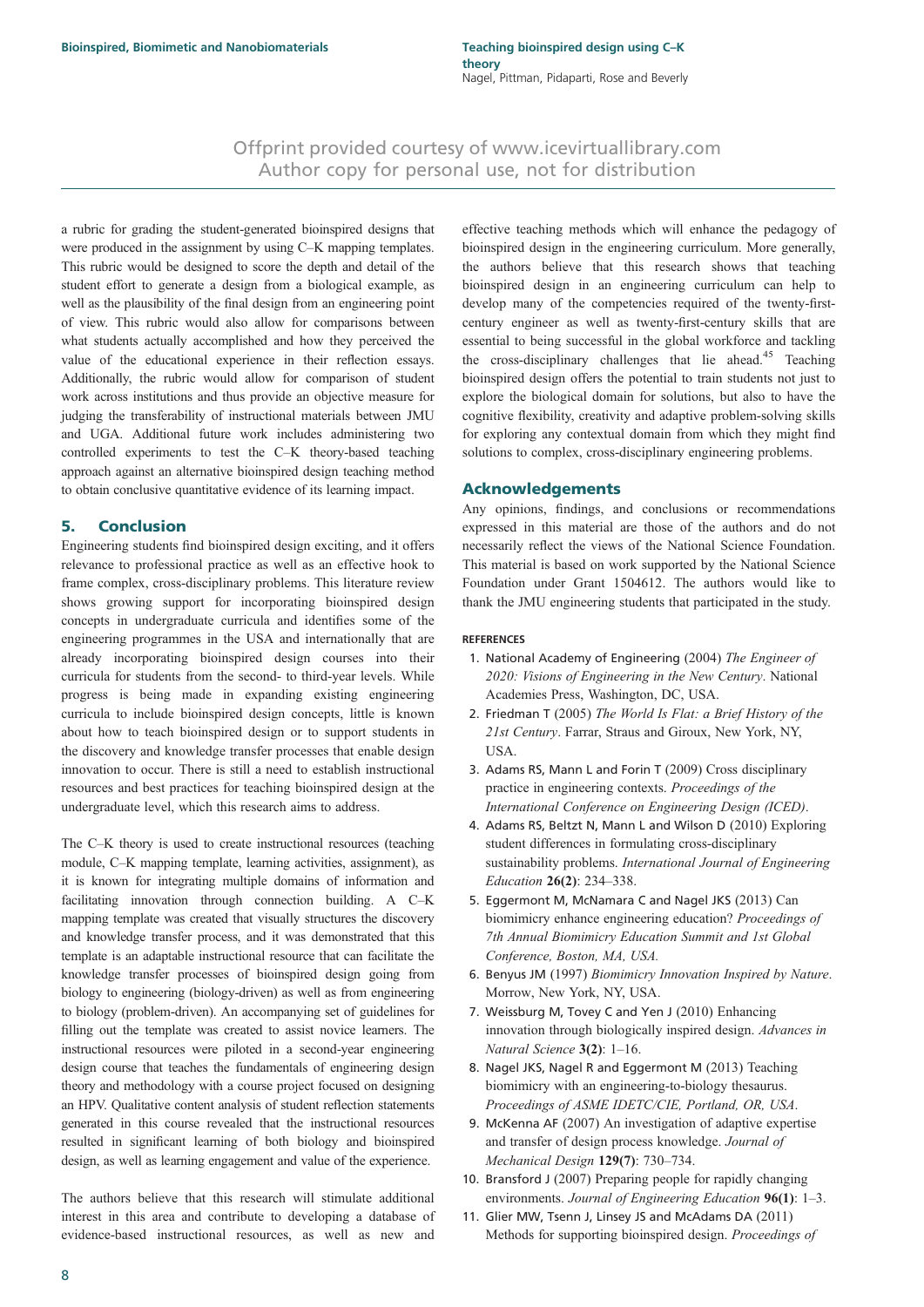a rubric for grading the student-generated bioinspired designs that were produced in the assignment by using C–K mapping templates. This rubric would be designed to score the depth and detail of the student effort to generate a design from a biological example, as well as the plausibility of the final design from an engineering point of view. This rubric would also allow for comparisons between what students actually accomplished and how they perceived the value of the educational experience in their reflection essays. Additionally, the rubric would allow for comparison of student work across institutions and thus provide an objective measure for judging the transferability of instructional materials between JMU and UGA. Additional future work includes administering two controlled experiments to test the C–K theory-based teaching approach against an alternative bioinspired design teaching method to obtain conclusive quantitative evidence of its learning impact.

## 5. Conclusion

Engineering students find bioinspired design exciting, and it offers relevance to professional practice as well as an effective hook to frame complex, cross-disciplinary problems. This literature review shows growing support for incorporating bioinspired design concepts in undergraduate curricula and identifies some of the engineering programmes in the USA and internationally that are already incorporating bioinspired design courses into their curricula for students from the second- to third-year levels. While progress is being made in expanding existing engineering curricula to include bioinspired design concepts, little is known about how to teach bioinspired design or to support students in the discovery and knowledge transfer processes that enable design innovation to occur. There is still a need to establish instructional resources and best practices for teaching bioinspired design at the undergraduate level, which this research aims to address.

The C–K theory is used to create instructional resources (teaching module, C–K mapping template, learning activities, assignment), as it is known for integrating multiple domains of information and facilitating innovation through connection building. A C–K mapping template was created that visually structures the discovery and knowledge transfer process, and it was demonstrated that this template is an adaptable instructional resource that can facilitate the knowledge transfer processes of bioinspired design going from biology to engineering (biology-driven) as well as from engineering to biology (problem-driven). An accompanying set of guidelines for filling out the template was created to assist novice learners. The instructional resources were piloted in a second-year engineering design course that teaches the fundamentals of engineering design theory and methodology with a course project focused on designing an HPV. Qualitative content analysis of student reflection statements generated in this course revealed that the instructional resources resulted in significant learning of both biology and bioinspired design, as well as learning engagement and value of the experience.

The authors believe that this research will stimulate additional interest in this area and contribute to developing a database of evidence-based instructional resources, as well as new and effective teaching methods which will enhance the pedagogy of bioinspired design in the engineering curriculum. More generally, the authors believe that this research shows that teaching bioinspired design in an engineering curriculum can help to develop many of the competencies required of the twenty-first-century engineer as well as twenty-first-century skills that are essential to being successful in the global workforce and tackling the cross-disciplinary challenges that lie ahead.[45] Teaching bioinspired design offers the potential to train students not just to explore the biological domain for solutions, but also to have the cognitive flexibility, creativity and adaptive problem-solving skills for exploring any contextual domain from which they might find solutions to complex, cross-disciplinary engineering problems.

## Acknowledgements

Any opinions, findings, and conclusions or recommendations expressed in this material are those of the authors and do not necessarily reflect the views of the National Science Foundation. This material is based on work supported by the National Science Foundation under Grant 1504612. The authors would like to thank the JMU engineering students that participated in the study.

### REFERENCES

1. National Academy of Engineering (2004) *The Engineer of 2020: Visions of Engineering in the New Century*. National Academies Press, Washington, DC, USA.
2. Friedman T (2005) *The World Is Flat: a Brief History of the 21st Century*. Farrar, Straus and Giroux, New York, NY, USA.
3. Adams RS, Mann L and Forin T (2009) Cross disciplinary practice in engineering contexts. *Proceedings of the International Conference on Engineering Design (ICED)*.
4. Adams RS, Beltzt N, Mann L and Wilson D (2010) Exploring student differences in formulating cross-disciplinary sustainability problems. *International Journal of Engineering Education* **26(2)**: 234–338.
5. Eggermont M, McNamara C and Nagel JKS (2013) Can biomimicry enhance engineering education? *Proceedings of 7th Annual Biomimicry Education Summit and 1st Global Conference, Boston, MA, USA.*
6. Benyus JM (1997) *Biomimicry Innovation Inspired by Nature*. Morrow, New York, NY, USA.
7. Weissburg M, Tovey C and Yen J (2010) Enhancing innovation through biologically inspired design. *Advances in Natural Science* **3(2)**: 1–16.
8. Nagel JKS, Nagel R and Eggermont M (2013) Teaching biomimicry with an engineering-to-biology thesaurus. *Proceedings of ASME IDETC/CIE, Portland, OR, USA*.
9. McKenna AF (2007) An investigation of adaptive expertise and transfer of design process knowledge. *Journal of Mechanical Design* **129(7)**: 730–734.
10. Bransford J (2007) Preparing people for rapidly changing environments. *Journal of Engineering Education* **96(1)**: 1–3.
11. Glier MW, Tsenn J, Linsey JS and McAdams DA (2011) Methods for supporting bioinspired design. *Proceedings of*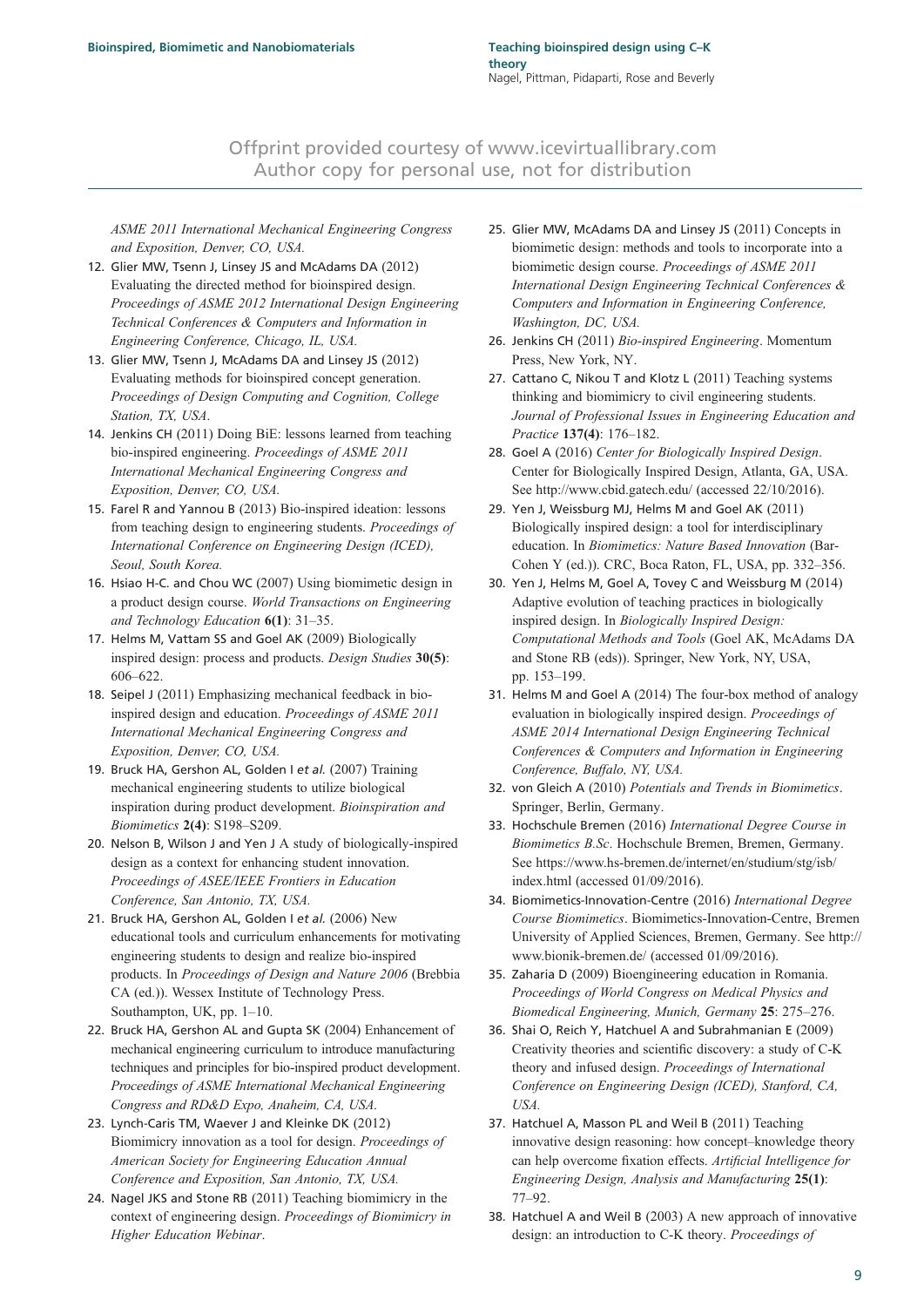*ASME 2011 International Mechanical Engineering Congress and Exposition, Denver, CO, USA.*

12. Glier MW, Tsenn J, Linsey JS and McAdams DA (2012) Evaluating the directed method for bioinspired design. *Proceedings of ASME 2012 International Design Engineering Technical Conferences & Computers and Information in Engineering Conference, Chicago, IL, USA.*
13. Glier MW, Tsenn J, McAdams DA and Linsey JS (2012) Evaluating methods for bioinspired concept generation. *Proceedings of Design Computing and Cognition, College Station, TX, USA*.
14. Jenkins CH (2011) Doing BiE: lessons learned from teaching bio-inspired engineering. *Proceedings of ASME 2011 International Mechanical Engineering Congress and Exposition, Denver, CO, USA.*
15. Farel R and Yannou B (2013) Bio-inspired ideation: lessons from teaching design to engineering students. *Proceedings of International Conference on Engineering Design (ICED), Seoul, South Korea.*
16. Hsiao H-C. and Chou WC (2007) Using biomimetic design in a product design course. *World Transactions on Engineering and Technology Education* **6(1)**: 31–35.
17. Helms M, Vattam SS and Goel AK (2009) Biologically inspired design: process and products. *Design Studies* **30(5)**: 606–622.
18. Seipel J (2011) Emphasizing mechanical feedback in bio-inspired design and education. *Proceedings of ASME 2011 International Mechanical Engineering Congress and Exposition, Denver, CO, USA.*
19. Bruck HA, Gershon AL, Golden I *et al.* (2007) Training mechanical engineering students to utilize biological inspiration during product development. *Bioinspiration and Biomimetics* **2(4)**: S198–S209.
20. Nelson B, Wilson J and Yen J A study of biologically-inspired design as a context for enhancing student innovation. *Proceedings of ASEE/IEEE Frontiers in Education Conference, San Antonio, TX, USA.*
21. Bruck HA, Gershon AL, Golden I *et al.* (2006) New educational tools and curriculum enhancements for motivating engineering students to design and realize bio-inspired products. In *Proceedings of Design and Nature 2006* (Brebbia CA (ed.)). Wessex Institute of Technology Press. Southampton, UK, pp. 1–10.
22. Bruck HA, Gershon AL and Gupta SK (2004) Enhancement of mechanical engineering curriculum to introduce manufacturing techniques and principles for bio-inspired product development. *Proceedings of ASME International Mechanical Engineering Congress and RD&D Expo, Anaheim, CA, USA*.
23. Lynch-Caris TM, Waever J and Kleinke DK (2012) Biomimicry innovation as a tool for design. *Proceedings of American Society for Engineering Education Annual Conference and Exposition, San Antonio, TX, USA.*
24. Nagel JKS and Stone RB (2011) Teaching biomimicry in the context of engineering design. *Proceedings of Biomimicry in Higher Education Webinar*.
25. Glier MW, McAdams DA and Linsey JS (2011) Concepts in biomimetic design: methods and tools to incorporate into a biomimetic design course. *Proceedings of ASME 2011 International Design Engineering Technical Conferences & Computers and Information in Engineering Conference, Washington, DC, USA.*
26. Jenkins CH (2011) *Bio-inspired Engineering*. Momentum Press, New York, NY.
27. Cattano C, Nikou T and Klotz L (2011) Teaching systems thinking and biomimicry to civil engineering students. *Journal of Professional Issues in Engineering Education and Practice* **137(4)**: 176–182.
28. Goel A (2016) *Center for Biologically Inspired Design*. Center for Biologically Inspired Design, Atlanta, GA, USA. See http://www.cbid.gatech.edu/ (accessed 22/10/2016).
29. Yen J, Weissburg MJ, Helms M and Goel AK (2011) Biologically inspired design: a tool for interdisciplinary education. In *Biomimetics: Nature Based Innovation* (Bar-Cohen Y (ed.)). CRC, Boca Raton, FL, USA, pp. 332–356.
30. Yen J, Helms M, Goel A, Tovey C and Weissburg M (2014) Adaptive evolution of teaching practices in biologically inspired design. In *Biologically Inspired Design: Computational Methods and Tools* (Goel AK, McAdams DA and Stone RB (eds)). Springer, New York, NY, USA, pp. 153–199.
31. Helms M and Goel A (2014) The four-box method of analogy evaluation in biologically inspired design. *Proceedings of ASME 2014 International Design Engineering Technical Conferences & Computers and Information in Engineering Conference, Buffalo, NY, USA.*
32. von Gleich A (2010) *Potentials and Trends in Biomimetics*. Springer, Berlin, Germany.
33. Hochschule Bremen (2016) *International Degree Course in Biomimetics B.Sc*. Hochschule Bremen, Bremen, Germany. See https://www.hs-bremen.de/internet/en/studium/stg/isb/index.html (accessed 01/09/2016).
34. Biomimetics-Innovation-Centre (2016) *International Degree Course Biomimetics*. Biomimetics-Innovation-Centre, Bremen University of Applied Sciences, Bremen, Germany. See http://www.bionik-bremen.de/ (accessed 01/09/2016).
35. Zaharia D (2009) Bioengineering education in Romania. *Proceedings of World Congress on Medical Physics and Biomedical Engineering, Munich, Germany* **25**: 275–276.
36. Shai O, Reich Y, Hatchuel A and Subrahmanian E (2009) Creativity theories and scientific discovery: a study of C-K theory and infused design. *Proceedings of International Conference on Engineering Design (ICED), Stanford, CA, USA.*
37. Hatchuel A, Masson PL and Weil B (2011) Teaching innovative design reasoning: how concept–knowledge theory can help overcome fixation effects. *Artificial Intelligence for Engineering Design, Analysis and Manufacturing* **25(1)**: 77–92.
38. Hatchuel A and Weil B (2003) A new approach of innovative design: an introduction to C-K theory. *Proceedings of*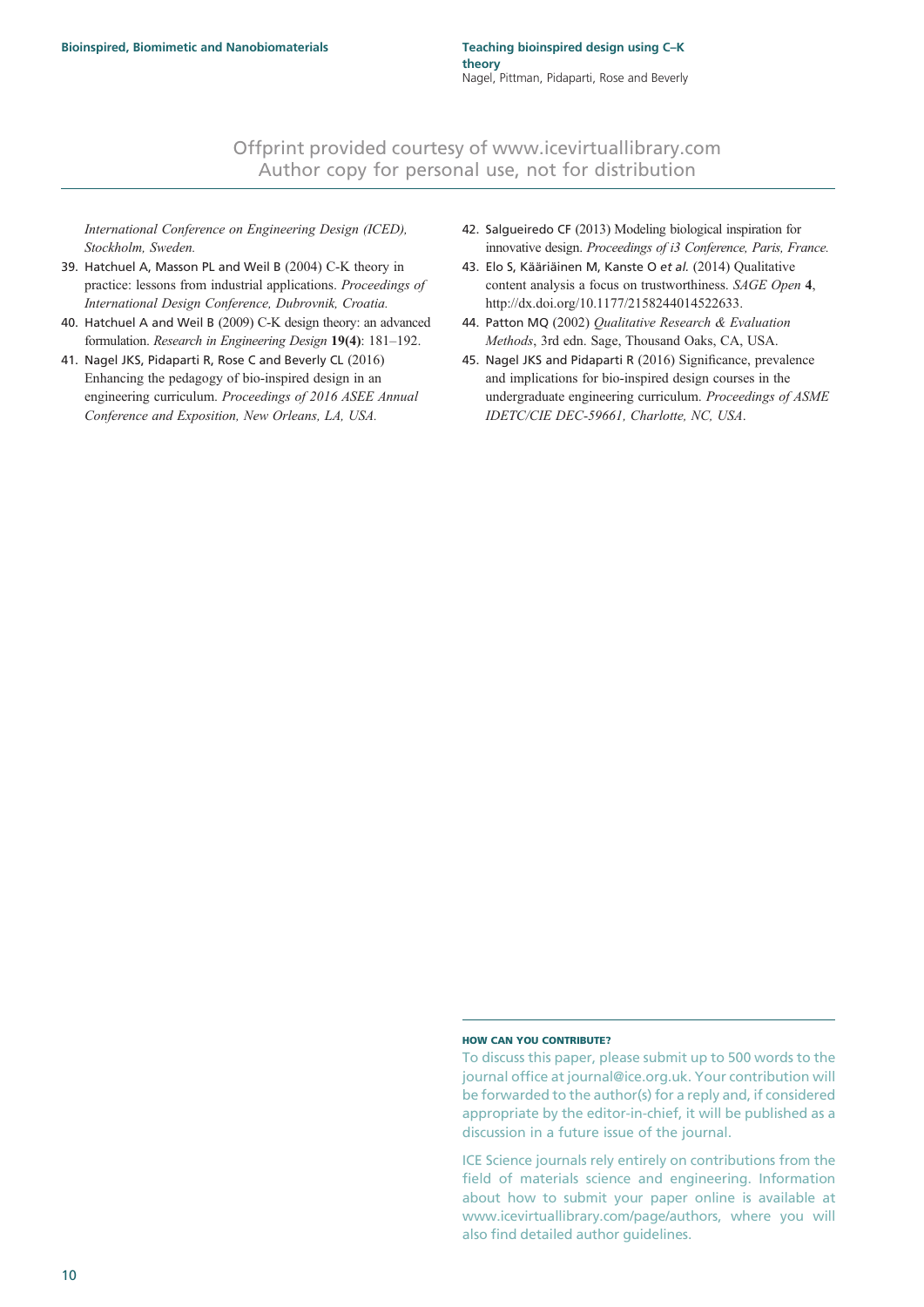*International Conference on Engineering Design (ICED), Stockholm, Sweden.*

39. Hatchuel A, Masson PL and Weil B (2004) C-K theory in practice: lessons from industrial applications. *Proceedings of International Design Conference, Dubrovnik, Croatia.*
40. Hatchuel A and Weil B (2009) C-K design theory: an advanced formulation. *Research in Engineering Design* **19(4)**: 181–192.
41. Nagel JKS, Pidaparti R, Rose C and Beverly CL (2016) Enhancing the pedagogy of bio-inspired design in an engineering curriculum. *Proceedings of 2016 ASEE Annual Conference and Exposition, New Orleans, LA, USA.*
42. Salgueiredo CF (2013) Modeling biological inspiration for innovative design. *Proceedings of i3 Conference, Paris, France.*
43. Elo S, Kääriäinen M, Kanste O *et al.* (2014) Qualitative content analysis a focus on trustworthiness. *SAGE Open* **4**, http://dx.doi.org/10.1177/2158244014522633.
44. Patton MQ (2002) *Qualitative Research & Evaluation Methods*, 3rd edn. Sage, Thousand Oaks, CA, USA.
45. Nagel JKS and Pidaparti R (2016) Significance, prevalence and implications for bio-inspired design courses in the undergraduate engineering curriculum. *Proceedings of ASME IDETC/CIE DEC-59661, Charlotte, NC, USA*.

**HOW CAN YOU CONTRIBUTE?**

To discuss this paper, please submit up to 500 words to the journal office at journal@ice.org.uk. Your contribution will be forwarded to the author(s) for a reply and, if considered appropriate by the editor-in-chief, it will be published as a discussion in a future issue of the journal.

ICE Science journals rely entirely on contributions from the field of materials science and engineering. Information about how to submit your paper online is available at www.icevirtuallibrary.com/page/authors, where you will also find detailed author guidelines.